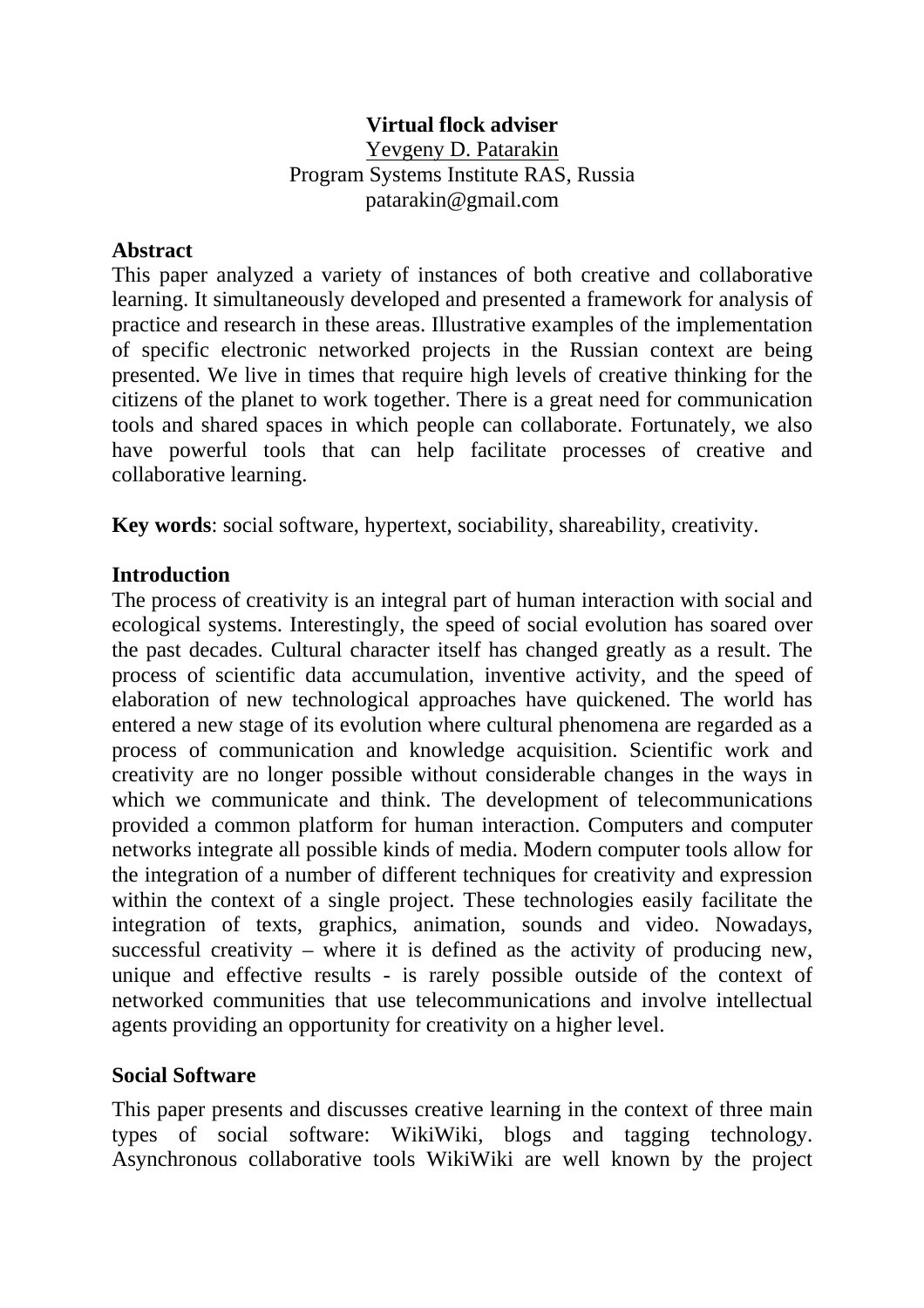# Virtual flock adviser

Yevgeny D. Patarakin
Program Systems Institute RAS, Russia
patarakin@gmail.com

## Abstract

This paper analyzed a variety of instances of both creative and collaborative learning. It simultaneously developed and presented a framework for analysis of practice and research in these areas. Illustrative examples of the implementation of specific electronic networked projects in the Russian context are being presented. We live in times that require high levels of creative thinking for the citizens of the planet to work together. There is a great need for communication tools and shared spaces in which people can collaborate. Fortunately, we also have powerful tools that can help facilitate processes of creative and collaborative learning.

**Key words**: social software, hypertext, sociability, shareability, creativity.

## Introduction

The process of creativity is an integral part of human interaction with social and ecological systems. Interestingly, the speed of social evolution has soared over the past decades. Cultural character itself has changed greatly as a result. The process of scientific data accumulation, inventive activity, and the speed of elaboration of new technological approaches have quickened. The world has entered a new stage of its evolution where cultural phenomena are regarded as a process of communication and knowledge acquisition. Scientific work and creativity are no longer possible without considerable changes in the ways in which we communicate and think. The development of telecommunications provided a common platform for human interaction. Computers and computer networks integrate all possible kinds of media. Modern computer tools allow for the integration of a number of different techniques for creativity and expression within the context of a single project. These technologies easily facilitate the integration of texts, graphics, animation, sounds and video. Nowadays, successful creativity – where it is defined as the activity of producing new, unique and effective results - is rarely possible outside of the context of networked communities that use telecommunications and involve intellectual agents providing an opportunity for creativity on a higher level.

## Social Software

This paper presents and discusses creative learning in the context of three main types of social software: WikiWiki, blogs and tagging technology. Asynchronous collaborative tools WikiWiki are well known by the project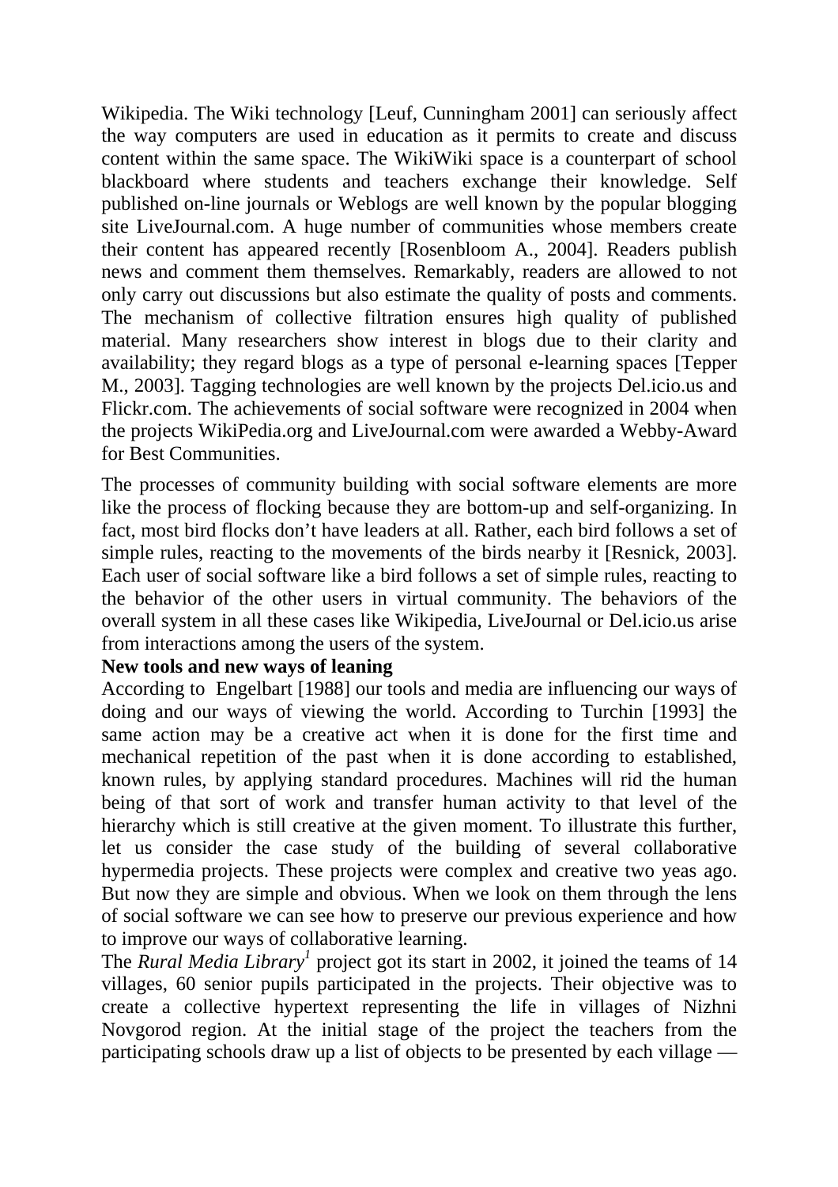Wikipedia. The Wiki technology [Leuf, Cunningham 2001] can seriously affect the way computers are used in education as it permits to create and discuss content within the same space. The WikiWiki space is a counterpart of school blackboard where students and teachers exchange their knowledge. Self published on-line journals or Weblogs are well known by the popular blogging site LiveJournal.com. A huge number of communities whose members create their content has appeared recently [Rosenbloom A., 2004]. Readers publish news and comment them themselves. Remarkably, readers are allowed to not only carry out discussions but also estimate the quality of posts and comments. The mechanism of collective filtration ensures high quality of published material. Many researchers show interest in blogs due to their clarity and availability; they regard blogs as a type of personal e-learning spaces [Tepper M., 2003]. Tagging technologies are well known by the projects Del.icio.us and Flickr.com. The achievements of social software were recognized in 2004 when the projects WikiPedia.org and LiveJournal.com were awarded a Webby-Award for Best Communities.

The processes of community building with social software elements are more like the process of flocking because they are bottom-up and self-organizing. In fact, most bird flocks don't have leaders at all. Rather, each bird follows a set of simple rules, reacting to the movements of the birds nearby it [Resnick, 2003]. Each user of social software like a bird follows a set of simple rules, reacting to the behavior of the other users in virtual community. The behaviors of the overall system in all these cases like Wikipedia, LiveJournal or Del.icio.us arise from interactions among the users of the system.

**New tools and new ways of leaning**

According to Engelbart [1988] our tools and media are influencing our ways of doing and our ways of viewing the world. According to Turchin [1993] the same action may be a creative act when it is done for the first time and mechanical repetition of the past when it is done according to established, known rules, by applying standard procedures. Machines will rid the human being of that sort of work and transfer human activity to that level of the hierarchy which is still creative at the given moment. To illustrate this further, let us consider the case study of the building of several collaborative hypermedia projects. These projects were complex and creative two yeas ago. But now they are simple and obvious. When we look on them through the lens of social software we can see how to preserve our previous experience and how to improve our ways of collaborative learning.

The *Rural Media Library*[1] project got its start in 2002, it joined the teams of 14 villages, 60 senior pupils participated in the projects. Their objective was to create a collective hypertext representing the life in villages of Nizhni Novgorod region. At the initial stage of the project the teachers from the participating schools draw up a list of objects to be presented by each village —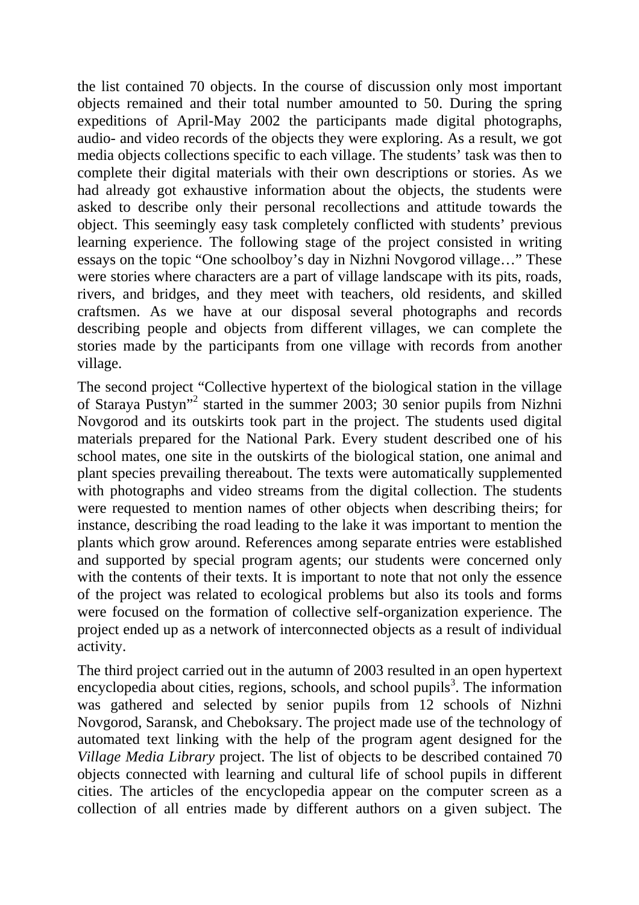the list contained 70 objects. In the course of discussion only most important objects remained and their total number amounted to 50. During the spring expeditions of April-May 2002 the participants made digital photographs, audio- and video records of the objects they were exploring. As a result, we got media objects collections specific to each village. The students' task was then to complete their digital materials with their own descriptions or stories. As we had already got exhaustive information about the objects, the students were asked to describe only their personal recollections and attitude towards the object. This seemingly easy task completely conflicted with students' previous learning experience. The following stage of the project consisted in writing essays on the topic "One schoolboy's day in Nizhni Novgorod village…" These were stories where characters are a part of village landscape with its pits, roads, rivers, and bridges, and they meet with teachers, old residents, and skilled craftsmen. As we have at our disposal several photographs and records describing people and objects from different villages, we can complete the stories made by the participants from one village with records from another village.

The second project "Collective hypertext of the biological station in the village of Staraya Pustyn"[2] started in the summer 2003; 30 senior pupils from Nizhni Novgorod and its outskirts took part in the project. The students used digital materials prepared for the National Park. Every student described one of his school mates, one site in the outskirts of the biological station, one animal and plant species prevailing thereabout. The texts were automatically supplemented with photographs and video streams from the digital collection. The students were requested to mention names of other objects when describing theirs; for instance, describing the road leading to the lake it was important to mention the plants which grow around. References among separate entries were established and supported by special program agents; our students were concerned only with the contents of their texts. It is important to note that not only the essence of the project was related to ecological problems but also its tools and forms were focused on the formation of collective self-organization experience. The project ended up as a network of interconnected objects as a result of individual activity.

The third project carried out in the autumn of 2003 resulted in an open hypertext encyclopedia about cities, regions, schools, and school pupils[3]. The information was gathered and selected by senior pupils from 12 schools of Nizhni Novgorod, Saransk, and Cheboksary. The project made use of the technology of automated text linking with the help of the program agent designed for the *Village Media Library* project. The list of objects to be described contained 70 objects connected with learning and cultural life of school pupils in different cities. The articles of the encyclopedia appear on the computer screen as a collection of all entries made by different authors on a given subject. The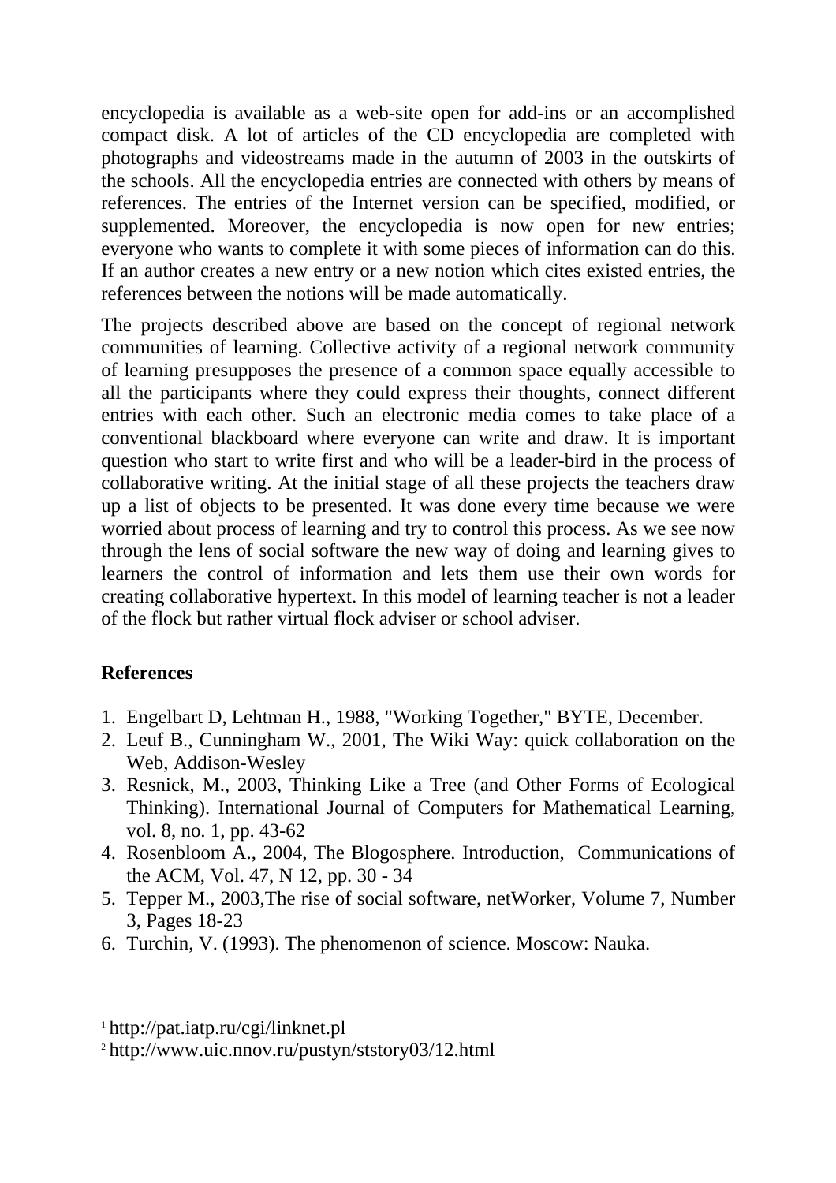encyclopedia is available as a web-site open for add-ins or an accomplished compact disk. A lot of articles of the CD encyclopedia are completed with photographs and videostreams made in the autumn of 2003 in the outskirts of the schools. All the encyclopedia entries are connected with others by means of references. The entries of the Internet version can be specified, modified, or supplemented. Moreover, the encyclopedia is now open for new entries; everyone who wants to complete it with some pieces of information can do this. If an author creates a new entry or a new notion which cites existed entries, the references between the notions will be made automatically.

The projects described above are based on the concept of regional network communities of learning. Collective activity of a regional network community of learning presupposes the presence of a common space equally accessible to all the participants where they could express their thoughts, connect different entries with each other. Such an electronic media comes to take place of a conventional blackboard where everyone can write and draw. It is important question who start to write first and who will be a leader-bird in the process of collaborative writing. At the initial stage of all these projects the teachers draw up a list of objects to be presented. It was done every time because we were worried about process of learning and try to control this process. As we see now through the lens of social software the new way of doing and learning gives to learners the control of information and lets them use their own words for creating collaborative hypertext. In this model of learning teacher is not a leader of the flock but rather virtual flock adviser or school adviser.

## References

1. Engelbart D, Lehtman H., 1988, "Working Together," BYTE, December.
2. Leuf B., Cunningham W., 2001, The Wiki Way: quick collaboration on the Web, Addison-Wesley
3. Resnick, M., 2003, Thinking Like a Tree (and Other Forms of Ecological Thinking). International Journal of Computers for Mathematical Learning, vol. 8, no. 1, pp. 43-62
4. Rosenbloom A., 2004, The Blogosphere. Introduction, Communications of the ACM, Vol. 47, N 12, pp. 30 - 34
5. Tepper M., 2003,The rise of social software, netWorker, Volume 7, Number 3, Pages 18-23
6. Turchin, V. (1993). The phenomenon of science. Moscow: Nauka.

---

[1] http://pat.iatp.ru/cgi/linknet.pl

[2] http://www.uic.nnov.ru/pustyn/ststory03/12.html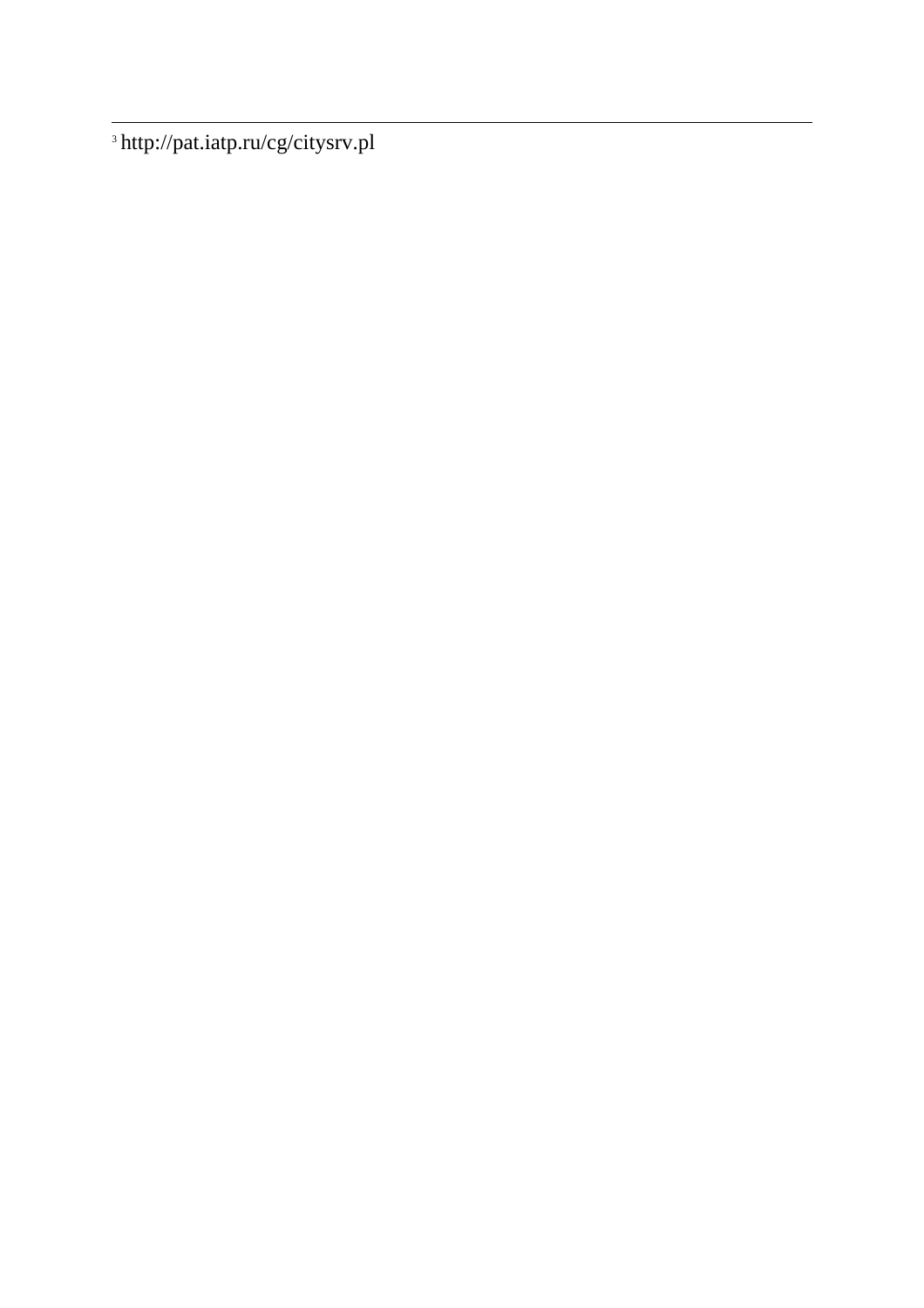[3] http://pat.iatp.ru/cg/citysrv.pl